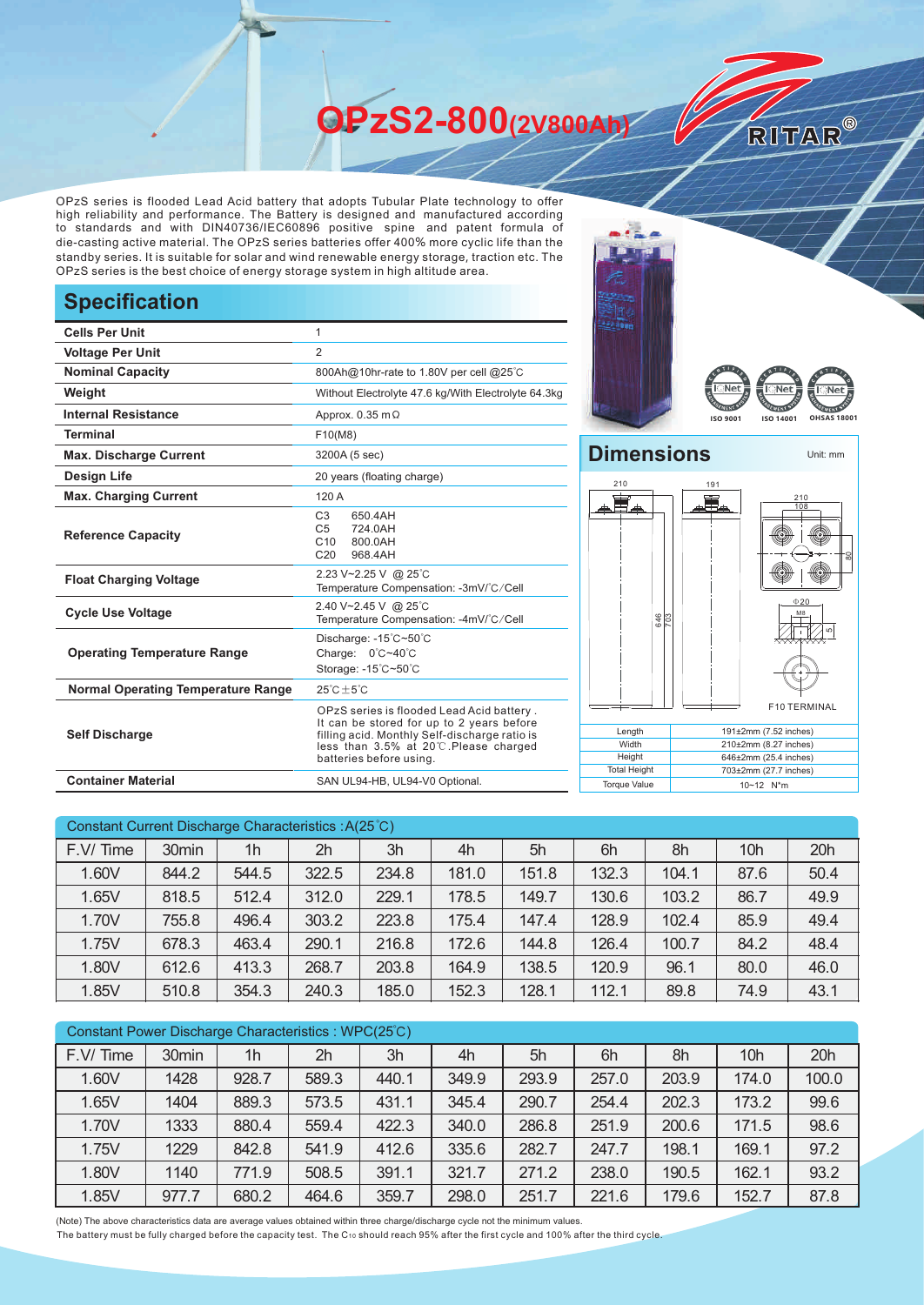# OPzS2-800(2V800Ah)

RITAR®

OPzS series is flooded Lead Acid battery that adopts Tubular Plate technology to offer high reliability and performance. The Battery is designed and manufactured according to standards and with DIN40736/IEC60896 positive spine and patent formula of die-casting active material. The OPzS series batteries offer 400% more cyclic life than the standby series. It is suitable for solar and wind renewable energy storage, traction etc. The OPzS series is the best choice of energy storage system in high altitude area.

ISO 9001 ISO 14001 OHSAS 18001

## Specification

| | |
|---|---|
| **Cells Per Unit** | 1 |
| **Voltage Per Unit** | 2 |
| **Nominal Capacity** | 800Ah@10hr-rate to 1.80V per cell @25℃ |
| **Weight** | Without Electrolyte 47.6 kg/With Electrolyte 64.3kg |
| **Internal Resistance** | Approx. 0.35 mΩ |
| **Terminal** | F10(M8) |
| **Max. Discharge Current** | 3200A (5 sec) |
| **Design Life** | 20 years (floating charge) |
| **Max. Charging Current** | 120 A |
| **Reference Capacity** | C3 650.4AH<br>C5 724.0AH<br>C10 800.0AH<br>C20 968.4AH |
| **Float Charging Voltage** | 2.23 V~2.25 V @ 25℃<br>Temperature Compensation: -3mV/℃/Cell |
| **Cycle Use Voltage** | 2.40 V~2.45 V @ 25℃<br>Temperature Compensation: -4mV/℃/Cell |
| **Operating Temperature Range** | Discharge: -15℃~50℃<br>Charge: 0℃~40℃<br>Storage: -15℃~50℃ |
| **Normal Operating Temperature Range** | 25℃±5℃ |
| **Self Discharge** | OPzS series is flooded Lead Acid battery. It can be stored for up to 2 years before filling acid. Monthly Self-discharge ratio is less than 3.5% at 20℃.Please charged batteries before using. |
| **Container Material** | SAN UL94-HB, UL94-V0 Optional. |

## Dimensions

Unit: mm

F10 TERMINAL

| | |
|---|---|
| Length | 191±2mm (7.52 inches) |
| Width | 210±2mm (8.27 inches) |
| Height | 646±2mm (25.4 inches) |
| Total Height | 703±2mm (27.7 inches) |
| Torque Value | 10~12 N*m |

### Constant Current Discharge Characteristics : A(25℃)

| F.V/ Time | 30min | 1h | 2h | 3h | 4h | 5h | 6h | 8h | 10h | 20h |
|---|---|---|---|---|---|---|---|---|---|---|
| 1.60V | 844.2 | 544.5 | 322.5 | 234.8 | 181.0 | 151.8 | 132.3 | 104.1 | 87.6 | 50.4 |
| 1.65V | 818.5 | 512.4 | 312.0 | 229.1 | 178.5 | 149.7 | 130.6 | 103.2 | 86.7 | 49.9 |
| 1.70V | 755.8 | 496.4 | 303.2 | 223.8 | 175.4 | 147.4 | 128.9 | 102.4 | 85.9 | 49.4 |
| 1.75V | 678.3 | 463.4 | 290.1 | 216.8 | 172.6 | 144.8 | 126.4 | 100.7 | 84.2 | 48.4 |
| 1.80V | 612.6 | 413.3 | 268.7 | 203.8 | 164.9 | 138.5 | 120.9 | 96.1 | 80.0 | 46.0 |
| 1.85V | 510.8 | 354.3 | 240.3 | 185.0 | 152.3 | 128.1 | 112.1 | 89.8 | 74.9 | 43.1 |

### Constant Power Discharge Characteristics : WPC(25℃)

| F.V/ Time | 30min | 1h | 2h | 3h | 4h | 5h | 6h | 8h | 10h | 20h |
|---|---|---|---|---|---|---|---|---|---|---|
| 1.60V | 1428 | 928.7 | 589.3 | 440.1 | 349.9 | 293.9 | 257.0 | 203.9 | 174.0 | 100.0 |
| 1.65V | 1404 | 889.3 | 573.5 | 431.1 | 345.4 | 290.7 | 254.4 | 202.3 | 173.2 | 99.6 |
| 1.70V | 1333 | 880.4 | 559.4 | 422.3 | 340.0 | 286.8 | 251.9 | 200.6 | 171.5 | 98.6 |
| 1.75V | 1229 | 842.8 | 541.9 | 412.6 | 335.6 | 282.7 | 247.7 | 198.1 | 169.1 | 97.2 |
| 1.80V | 1140 | 771.9 | 508.5 | 391.1 | 321.7 | 271.2 | 238.0 | 190.5 | 162.1 | 93.2 |
| 1.85V | 977.7 | 680.2 | 464.6 | 359.7 | 298.0 | 251.7 | 221.6 | 179.6 | 152.7 | 87.8 |

(Note) The above characteristics data are average values obtained within three charge/discharge cycle not the minimum values.
The battery must be fully charged before the capacity test. The $C_{10}$ should reach 95% after the first cycle and 100% after the third cycle.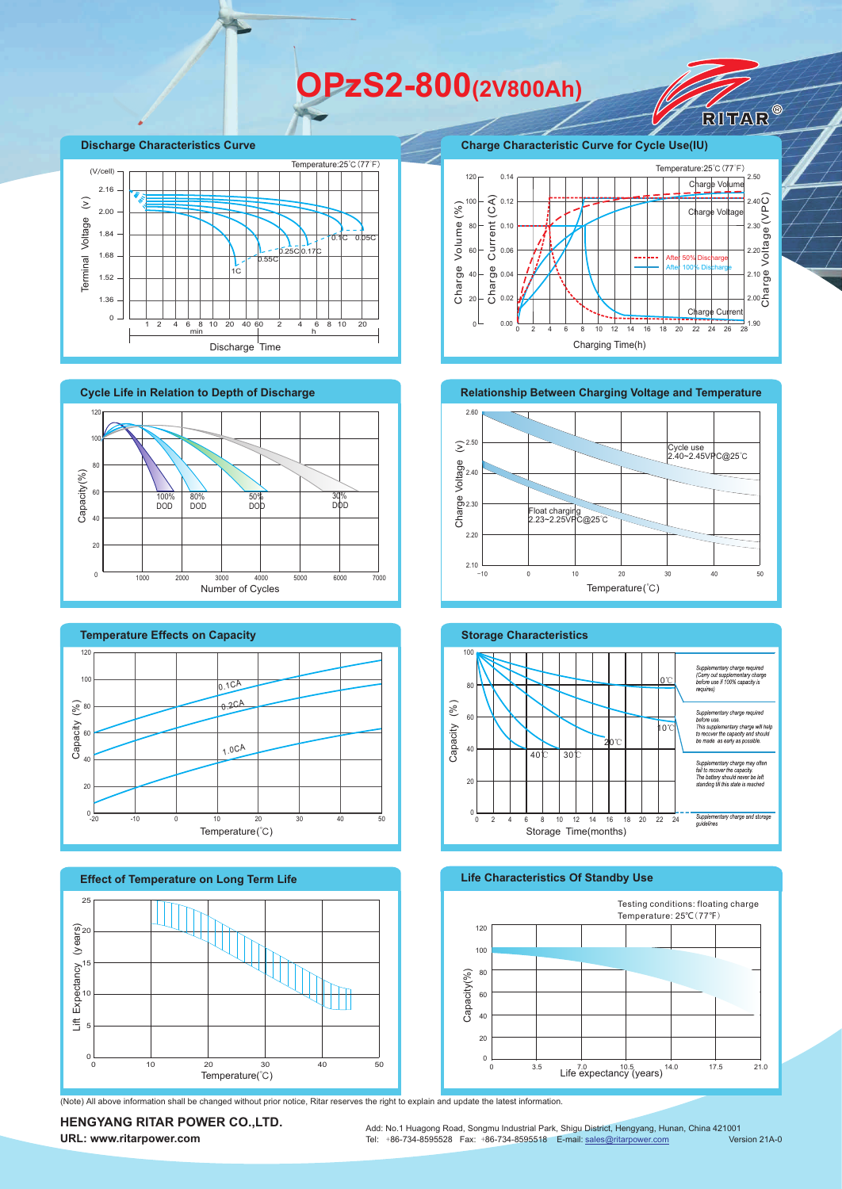# OPzS2-800(2V800Ah)

RITAR®

## Discharge Characteristics Curve

Temperature:25°C (77°F)

(V/cell)

Terminal Voltage (v)

2.16
2.00
1.84
1.68
1.52
1.36
0

1 2 4 6 8 10 20 40 60 2 4 6 8 10 20

min h

Discharge Time

1C
0.55C
0.25C
0.17C
0.1C
0.05C

## Charge Characteristic Curve for Cycle Use(IU)

Temperature:25°C (77°F)

Charge Volume (%)

Charge Current (CA)

Charge Voltage (VPC)

120 100 80 60 40 20 0

0.14 0.12 0.10 0.08 0.06 0.04 0.02 0.00

2.50 2.40 2.30 2.20 2.10 2.00 1.90

Charge Volume
Charge Voltage
After 50% Discharge
After 100% Discharge
Charge Current

0 2 4 6 8 10 12 14 16 18 20 22 24 26 28

Charging Time(h)

## Cycle Life in Relation to Depth of Discharge

Capacity(%)

120 100 80 60 40 20 0

1000 2000 3000 4000 5000 6000 7000

Number of Cycles

100% DOD
80% DOD
50% DOD
30% DOD

## Relationship Between Charging Voltage and Temperature

Charge Voltage (v)

2.60 2.50 2.40 2.30 2.20 2.10

−10 0 10 20 30 40 50

Temperature(°C)

Cycle use
2.40~2.45VPC@25°C

Float charging
2.23~2.25VPC@25°C

## Temperature Effects on Capacity

Capacity (%)

120 100 80 60 40 20 0

-20 -10 0 10 20 30 40 50

Temperature(°C)

0.1CA
0.2CA
1.0CA

## Storage Characteristics

Capacity (%)

100 80 60 40 20 0

0 2 4 6 8 10 12 14 16 18 20 22 24

Storage Time(months)

0°C
10°C
20°C
30°C
40°C

Supplementary charge required (Carry out supplementary charge before use if 100% capacity is requires)

Supplementary charge required before use. This supplementary charge will help to recover the capacity and should be made as early as possible.

Supplementary charge may often fail to recover the capacity. The battery should never be left standing till this state is reached

Supplementary charge and storage guidelines

## Effect of Temperature on Long Term Life

Lift Expectancy (years)

25 20 15 10 5 0

0 10 20 30 40 50

Temperature(°C)

## Life Characteristics Of Standby Use

Testing conditions: floating charge
Temperature: 25℃(77℉)

Capacity(%)

120 100 80 60 40 20 0

0 3.5 7.0 10.5 14.0 17.5 21.0

Life expectancy (years)

(Note) All above information shall be changed without prior notice, Ritar reserves the right to explain and update the latest information.

**HENGYANG RITAR POWER CO.,LTD.**
**URL: www.ritarpower.com**

Add: No.1 Huagong Road, Songmu Industrial Park, Shigu District, Hengyang, Hunan, China 421001
Tel: +86-734-8595528 Fax: +86-734-8595518 E-mail: sales@ritarpower.com

Version 21A-0